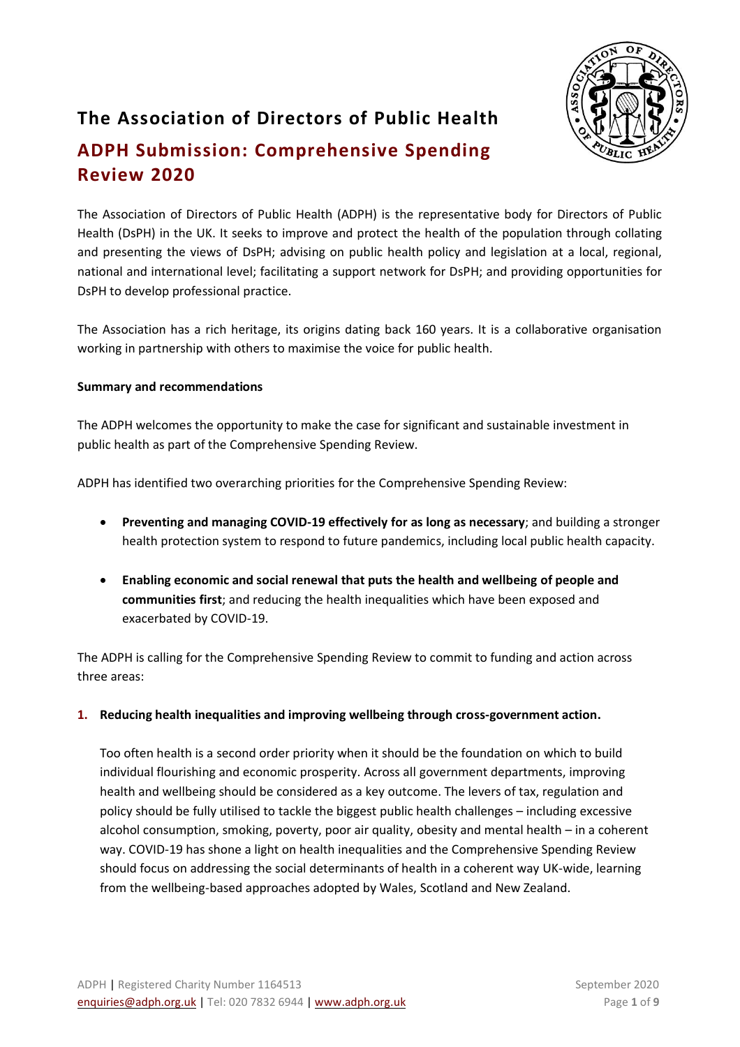# The Association of Directors of Public Health

## ADPH Submission: Comprehensive Spending Review 2020

The Association of Directors of Public Health (ADPH) is the representative body for Directors of Public Health (DsPH) in the UK. It seeks to improve and protect the health of the population through collating and presenting the views of DsPH; advising on public health policy and legislation at a local, regional, national and international level; facilitating a support network for DsPH; and providing opportunities for DsPH to develop professional practice.

The Association has a rich heritage, its origins dating back 160 years. It is a collaborative organisation working in partnership with others to maximise the voice for public health.

**Summary and recommendations**

The ADPH welcomes the opportunity to make the case for significant and sustainable investment in public health as part of the Comprehensive Spending Review.

ADPH has identified two overarching priorities for the Comprehensive Spending Review:

- **Preventing and managing COVID-19 effectively for as long as necessary**; and building a stronger health protection system to respond to future pandemics, including local public health capacity.
- **Enabling economic and social renewal that puts the health and wellbeing of people and communities first**; and reducing the health inequalities which have been exposed and exacerbated by COVID-19.

The ADPH is calling for the Comprehensive Spending Review to commit to funding and action across three areas:

1. **Reducing health inequalities and improving wellbeing through cross-government action.**

   Too often health is a second order priority when it should be the foundation on which to build individual flourishing and economic prosperity. Across all government departments, improving health and wellbeing should be considered as a key outcome. The levers of tax, regulation and policy should be fully utilised to tackle the biggest public health challenges – including excessive alcohol consumption, smoking, poverty, poor air quality, obesity and mental health – in a coherent way. COVID-19 has shone a light on health inequalities and the Comprehensive Spending Review should focus on addressing the social determinants of health in a coherent way UK-wide, learning from the wellbeing-based approaches adopted by Wales, Scotland and New Zealand.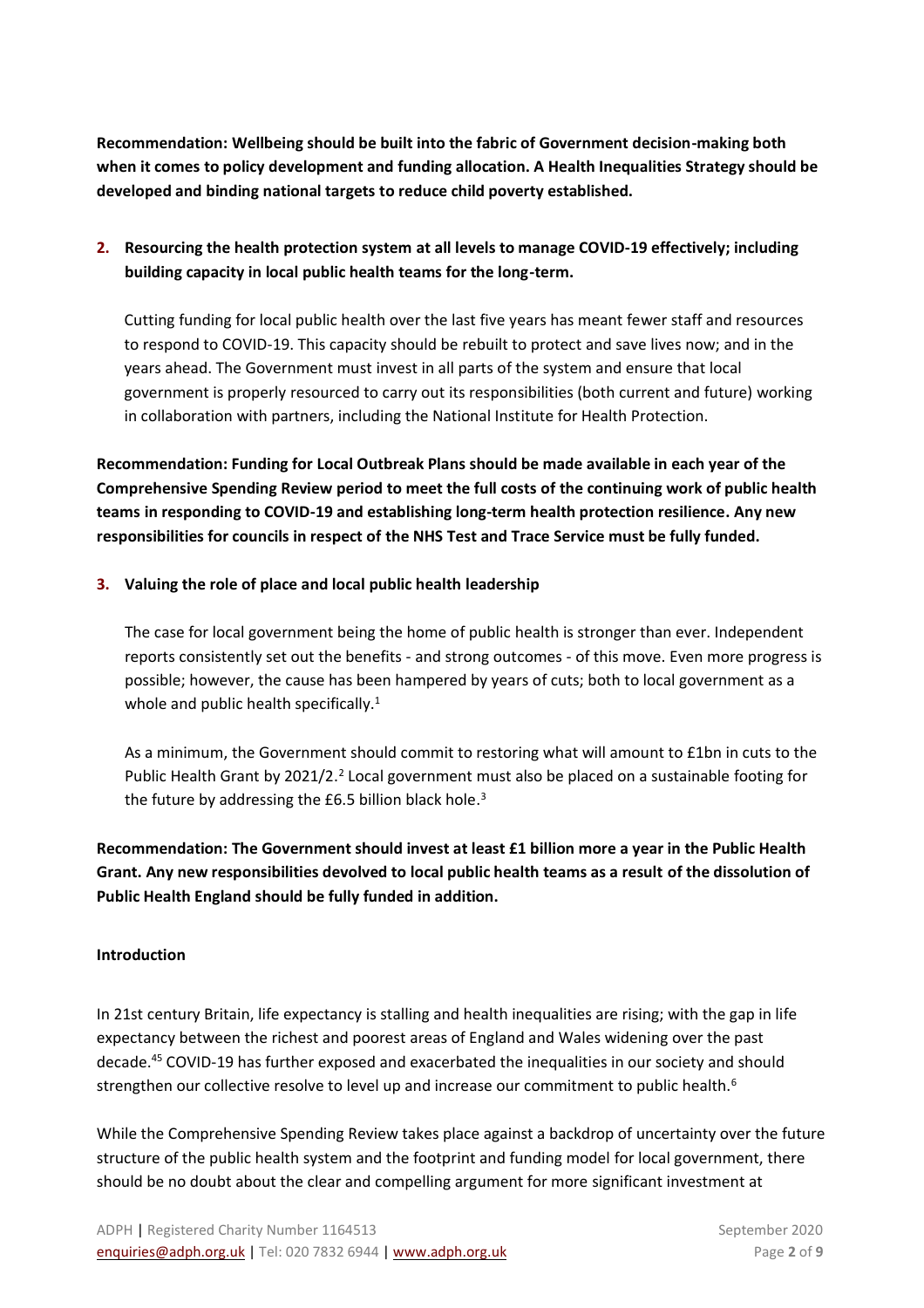**Recommendation: Wellbeing should be built into the fabric of Government decision-making both when it comes to policy development and funding allocation. A Health Inequalities Strategy should be developed and binding national targets to reduce child poverty established.**

2. **Resourcing the health protection system at all levels to manage COVID-19 effectively; including building capacity in local public health teams for the long-term.**

   Cutting funding for local public health over the last five years has meant fewer staff and resources to respond to COVID-19. This capacity should be rebuilt to protect and save lives now; and in the years ahead. The Government must invest in all parts of the system and ensure that local government is properly resourced to carry out its responsibilities (both current and future) working in collaboration with partners, including the National Institute for Health Protection.

**Recommendation: Funding for Local Outbreak Plans should be made available in each year of the Comprehensive Spending Review period to meet the full costs of the continuing work of public health teams in responding to COVID-19 and establishing long-term health protection resilience. Any new responsibilities for councils in respect of the NHS Test and Trace Service must be fully funded.**

3. **Valuing the role of place and local public health leadership**

   The case for local government being the home of public health is stronger than ever. Independent reports consistently set out the benefits - and strong outcomes - of this move. Even more progress is possible; however, the cause has been hampered by years of cuts; both to local government as a whole and public health specifically.[1]

   As a minimum, the Government should commit to restoring what will amount to £1bn in cuts to the Public Health Grant by 2021/2.[2] Local government must also be placed on a sustainable footing for the future by addressing the £6.5 billion black hole.[3]

**Recommendation: The Government should invest at least £1 billion more a year in the Public Health Grant. Any new responsibilities devolved to local public health teams as a result of the dissolution of Public Health England should be fully funded in addition.**

## Introduction

In 21st century Britain, life expectancy is stalling and health inequalities are rising; with the gap in life expectancy between the richest and poorest areas of England and Wales widening over the past decade.[45] COVID-19 has further exposed and exacerbated the inequalities in our society and should strengthen our collective resolve to level up and increase our commitment to public health.[6]

While the Comprehensive Spending Review takes place against a backdrop of uncertainty over the future structure of the public health system and the footprint and funding model for local government, there should be no doubt about the clear and compelling argument for more significant investment at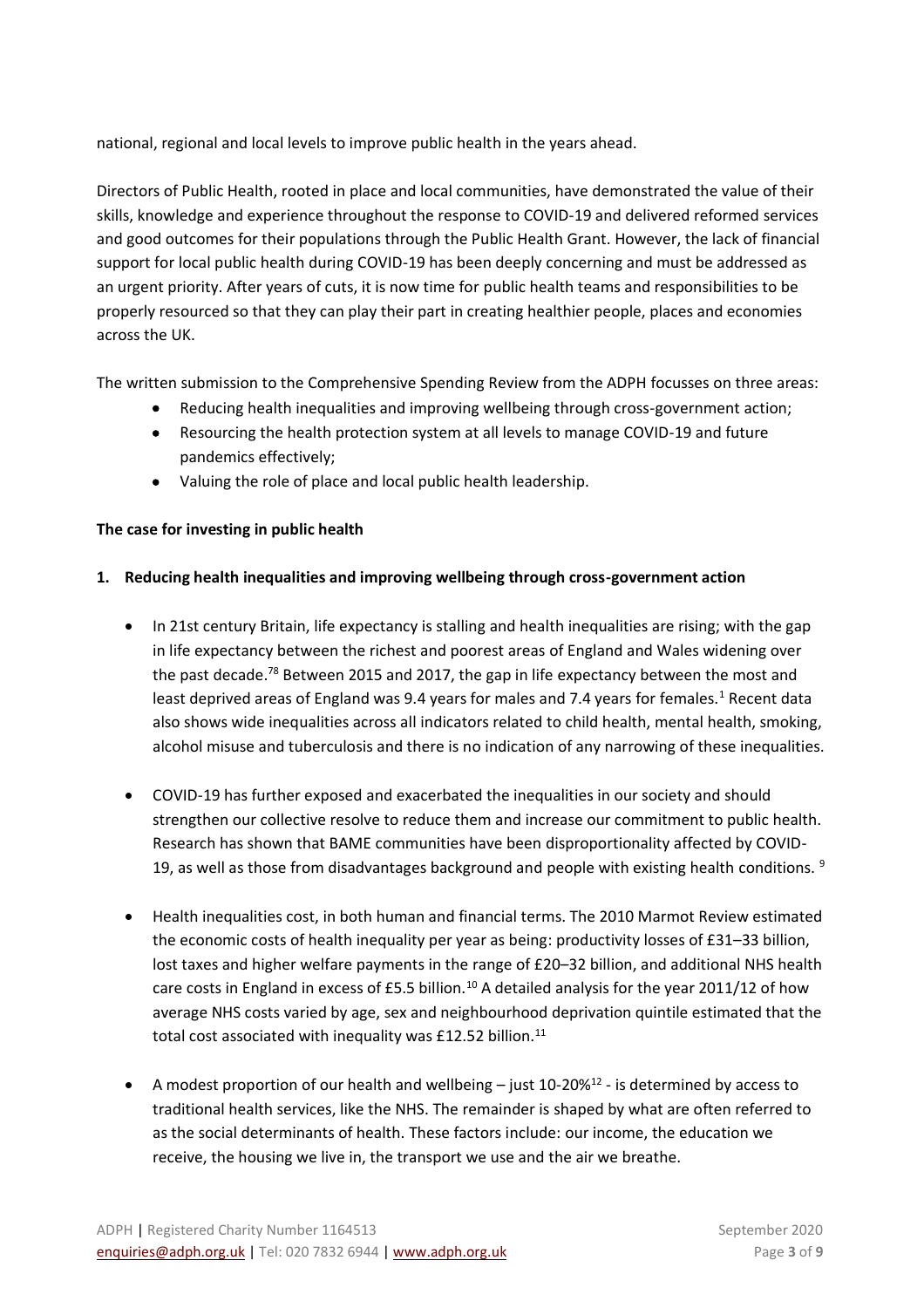national, regional and local levels to improve public health in the years ahead.

Directors of Public Health, rooted in place and local communities, have demonstrated the value of their skills, knowledge and experience throughout the response to COVID-19 and delivered reformed services and good outcomes for their populations through the Public Health Grant. However, the lack of financial support for local public health during COVID-19 has been deeply concerning and must be addressed as an urgent priority. After years of cuts, it is now time for public health teams and responsibilities to be properly resourced so that they can play their part in creating healthier people, places and economies across the UK.

The written submission to the Comprehensive Spending Review from the ADPH focusses on three areas:

- Reducing health inequalities and improving wellbeing through cross-government action;
- Resourcing the health protection system at all levels to manage COVID-19 and future pandemics effectively;
- Valuing the role of place and local public health leadership.

**The case for investing in public health**

**1. Reducing health inequalities and improving wellbeing through cross-government action**

- In 21st century Britain, life expectancy is stalling and health inequalities are rising; with the gap in life expectancy between the richest and poorest areas of England and Wales widening over the past decade.[78] Between 2015 and 2017, the gap in life expectancy between the most and least deprived areas of England was 9.4 years for males and 7.4 years for females.[1] Recent data also shows wide inequalities across all indicators related to child health, mental health, smoking, alcohol misuse and tuberculosis and there is no indication of any narrowing of these inequalities.

- COVID-19 has further exposed and exacerbated the inequalities in our society and should strengthen our collective resolve to reduce them and increase our commitment to public health. Research has shown that BAME communities have been disproportionality affected by COVID-19, as well as those from disadvantages background and people with existing health conditions. [9]

- Health inequalities cost, in both human and financial terms. The 2010 Marmot Review estimated the economic costs of health inequality per year as being: productivity losses of £31–33 billion, lost taxes and higher welfare payments in the range of £20–32 billion, and additional NHS health care costs in England in excess of £5.5 billion.[10] A detailed analysis for the year 2011/12 of how average NHS costs varied by age, sex and neighbourhood deprivation quintile estimated that the total cost associated with inequality was £12.52 billion.[11]

- A modest proportion of our health and wellbeing – just 10-20%[12] - is determined by access to traditional health services, like the NHS. The remainder is shaped by what are often referred to as the social determinants of health. These factors include: our income, the education we receive, the housing we live in, the transport we use and the air we breathe.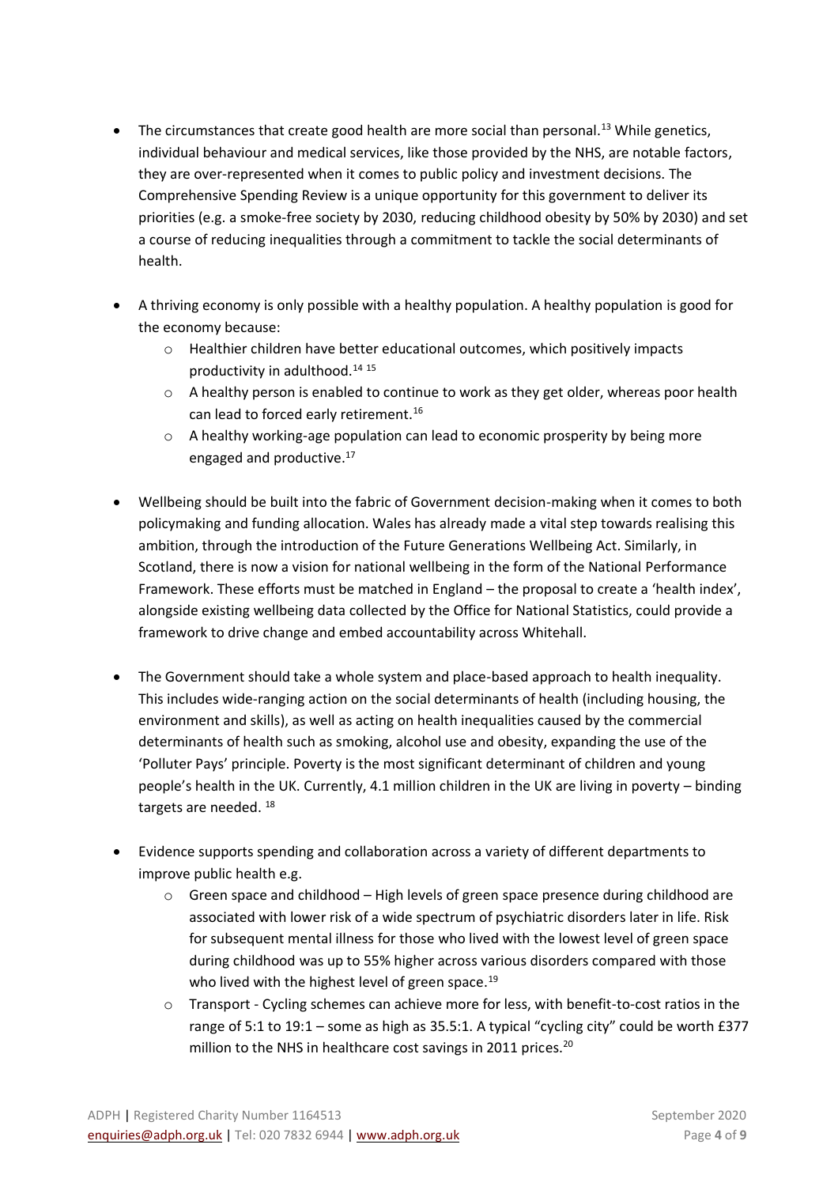- The circumstances that create good health are more social than personal.[13] While genetics, individual behaviour and medical services, like those provided by the NHS, are notable factors, they are over-represented when it comes to public policy and investment decisions. The Comprehensive Spending Review is a unique opportunity for this government to deliver its priorities (e.g. a smoke-free society by 2030, reducing childhood obesity by 50% by 2030) and set a course of reducing inequalities through a commitment to tackle the social determinants of health.

- A thriving economy is only possible with a healthy population. A healthy population is good for the economy because:
    - Healthier children have better educational outcomes, which positively impacts productivity in adulthood.[14] [15]
    - A healthy person is enabled to continue to work as they get older, whereas poor health can lead to forced early retirement.[16]
    - A healthy working-age population can lead to economic prosperity by being more engaged and productive.[17]

- Wellbeing should be built into the fabric of Government decision-making when it comes to both policymaking and funding allocation. Wales has already made a vital step towards realising this ambition, through the introduction of the Future Generations Wellbeing Act. Similarly, in Scotland, there is now a vision for national wellbeing in the form of the National Performance Framework. These efforts must be matched in England – the proposal to create a 'health index', alongside existing wellbeing data collected by the Office for National Statistics, could provide a framework to drive change and embed accountability across Whitehall.

- The Government should take a whole system and place-based approach to health inequality. This includes wide-ranging action on the social determinants of health (including housing, the environment and skills), as well as acting on health inequalities caused by the commercial determinants of health such as smoking, alcohol use and obesity, expanding the use of the 'Polluter Pays' principle. Poverty is the most significant determinant of children and young people's health in the UK. Currently, 4.1 million children in the UK are living in poverty – binding targets are needed. [18]

- Evidence supports spending and collaboration across a variety of different departments to improve public health e.g.
    - Green space and childhood – High levels of green space presence during childhood are associated with lower risk of a wide spectrum of psychiatric disorders later in life. Risk for subsequent mental illness for those who lived with the lowest level of green space during childhood was up to 55% higher across various disorders compared with those who lived with the highest level of green space.[19]
    - Transport - Cycling schemes can achieve more for less, with benefit-to-cost ratios in the range of 5:1 to 19:1 – some as high as 35.5:1. A typical "cycling city" could be worth £377 million to the NHS in healthcare cost savings in 2011 prices.[20]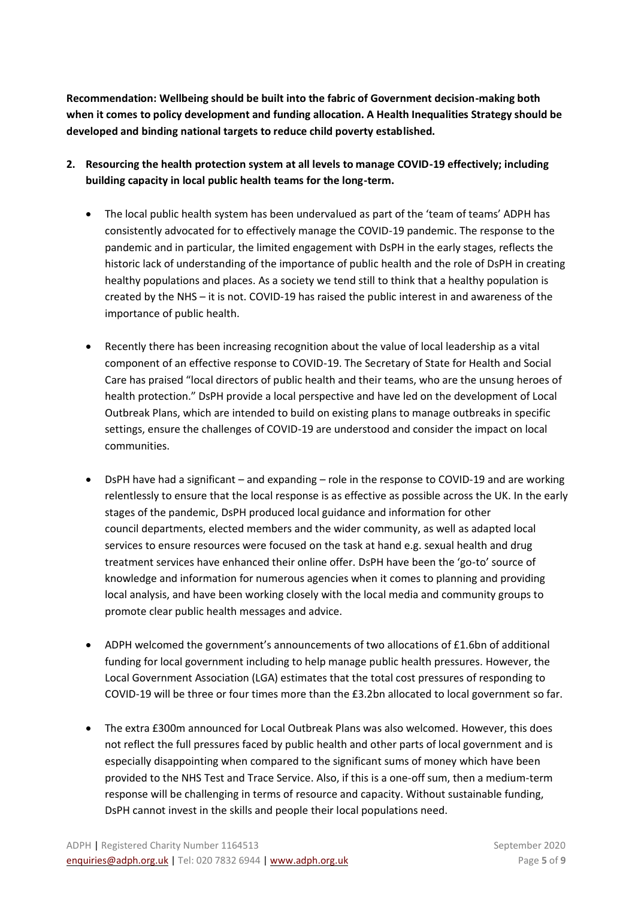**Recommendation: Wellbeing should be built into the fabric of Government decision-making both when it comes to policy development and funding allocation. A Health Inequalities Strategy should be developed and binding national targets to reduce child poverty established.**

2. **Resourcing the health protection system at all levels to manage COVID-19 effectively; including building capacity in local public health teams for the long-term.**

    - The local public health system has been undervalued as part of the 'team of teams' ADPH has consistently advocated for to effectively manage the COVID-19 pandemic. The response to the pandemic and in particular, the limited engagement with DsPH in the early stages, reflects the historic lack of understanding of the importance of public health and the role of DsPH in creating healthy populations and places. As a society we tend still to think that a healthy population is created by the NHS – it is not. COVID-19 has raised the public interest in and awareness of the importance of public health.

    - Recently there has been increasing recognition about the value of local leadership as a vital component of an effective response to COVID-19. The Secretary of State for Health and Social Care has praised "local directors of public health and their teams, who are the unsung heroes of health protection." DsPH provide a local perspective and have led on the development of Local Outbreak Plans, which are intended to build on existing plans to manage outbreaks in specific settings, ensure the challenges of COVID-19 are understood and consider the impact on local communities.

    - DsPH have had a significant – and expanding – role in the response to COVID-19 and are working relentlessly to ensure that the local response is as effective as possible across the UK. In the early stages of the pandemic, DsPH produced local guidance and information for other council departments, elected members and the wider community, as well as adapted local services to ensure resources were focused on the task at hand e.g. sexual health and drug treatment services have enhanced their online offer. DsPH have been the 'go-to' source of knowledge and information for numerous agencies when it comes to planning and providing local analysis, and have been working closely with the local media and community groups to promote clear public health messages and advice.

    - ADPH welcomed the government's announcements of two allocations of £1.6bn of additional funding for local government including to help manage public health pressures. However, the Local Government Association (LGA) estimates that the total cost pressures of responding to COVID-19 will be three or four times more than the £3.2bn allocated to local government so far.

    - The extra £300m announced for Local Outbreak Plans was also welcomed. However, this does not reflect the full pressures faced by public health and other parts of local government and is especially disappointing when compared to the significant sums of money which have been provided to the NHS Test and Trace Service. Also, if this is a one-off sum, then a medium-term response will be challenging in terms of resource and capacity. Without sustainable funding, DsPH cannot invest in the skills and people their local populations need.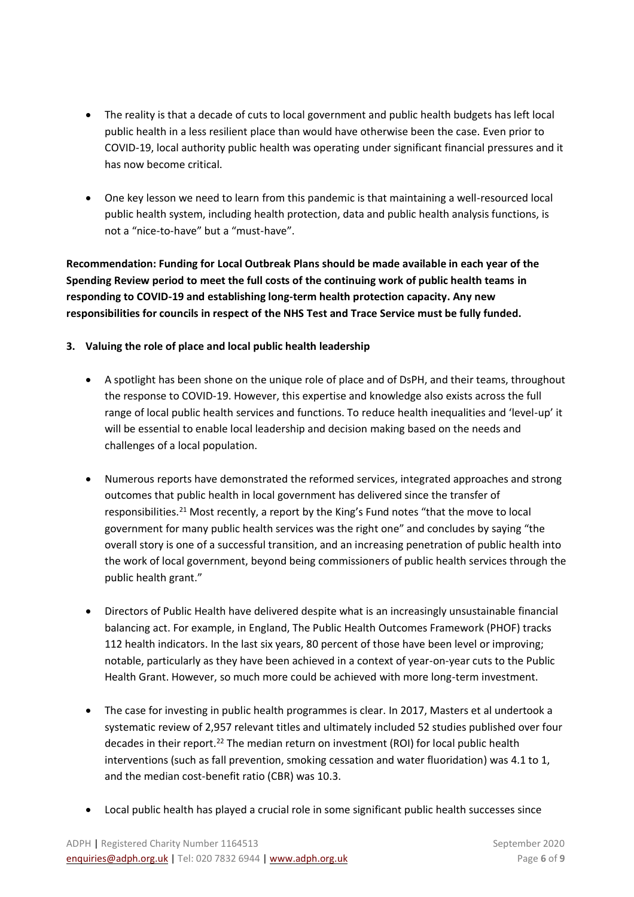- The reality is that a decade of cuts to local government and public health budgets has left local public health in a less resilient place than would have otherwise been the case. Even prior to COVID-19, local authority public health was operating under significant financial pressures and it has now become critical.

- One key lesson we need to learn from this pandemic is that maintaining a well-resourced local public health system, including health protection, data and public health analysis functions, is not a "nice-to-have" but a "must-have".

**Recommendation: Funding for Local Outbreak Plans should be made available in each year of the Spending Review period to meet the full costs of the continuing work of public health teams in responding to COVID-19 and establishing long-term health protection capacity. Any new responsibilities for councils in respect of the NHS Test and Trace Service must be fully funded.**

## 3. Valuing the role of place and local public health leadership

- A spotlight has been shone on the unique role of place and of DsPH, and their teams, throughout the response to COVID-19. However, this expertise and knowledge also exists across the full range of local public health services and functions. To reduce health inequalities and 'level-up' it will be essential to enable local leadership and decision making based on the needs and challenges of a local population.

- Numerous reports have demonstrated the reformed services, integrated approaches and strong outcomes that public health in local government has delivered since the transfer of responsibilities.[21] Most recently, a report by the King's Fund notes "that the move to local government for many public health services was the right one" and concludes by saying "the overall story is one of a successful transition, and an increasing penetration of public health into the work of local government, beyond being commissioners of public health services through the public health grant."

- Directors of Public Health have delivered despite what is an increasingly unsustainable financial balancing act. For example, in England, The Public Health Outcomes Framework (PHOF) tracks 112 health indicators. In the last six years, 80 percent of those have been level or improving; notable, particularly as they have been achieved in a context of year-on-year cuts to the Public Health Grant. However, so much more could be achieved with more long-term investment.

- The case for investing in public health programmes is clear. In 2017, Masters et al undertook a systematic review of 2,957 relevant titles and ultimately included 52 studies published over four decades in their report.[22] The median return on investment (ROI) for local public health interventions (such as fall prevention, smoking cessation and water fluoridation) was 4.1 to 1, and the median cost-benefit ratio (CBR) was 10.3.

- Local public health has played a crucial role in some significant public health successes since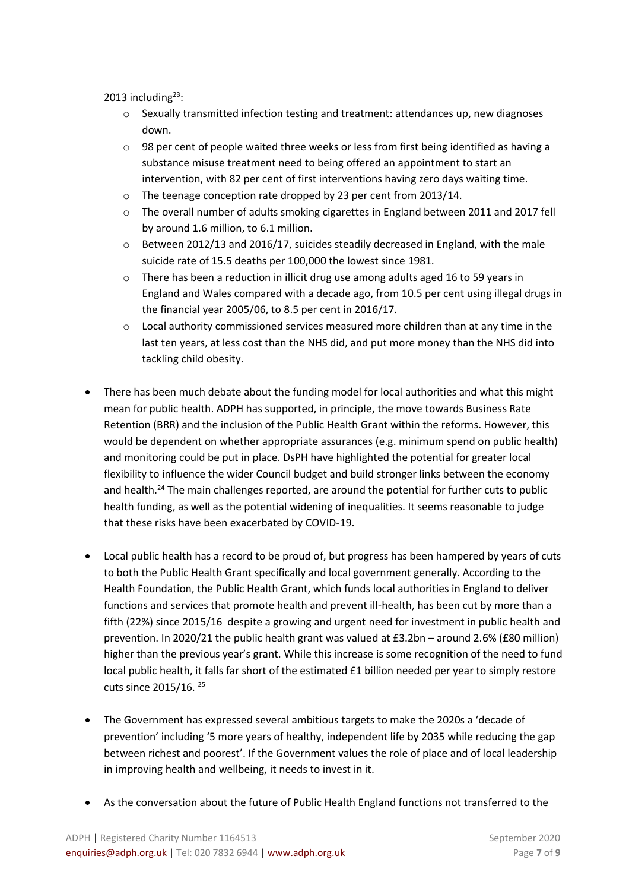2013 including[23]:

- Sexually transmitted infection testing and treatment: attendances up, new diagnoses down.
- 98 per cent of people waited three weeks or less from first being identified as having a substance misuse treatment need to being offered an appointment to start an intervention, with 82 per cent of first interventions having zero days waiting time.
- The teenage conception rate dropped by 23 per cent from 2013/14.
- The overall number of adults smoking cigarettes in England between 2011 and 2017 fell by around 1.6 million, to 6.1 million.
- Between 2012/13 and 2016/17, suicides steadily decreased in England, with the male suicide rate of 15.5 deaths per 100,000 the lowest since 1981.
- There has been a reduction in illicit drug use among adults aged 16 to 59 years in England and Wales compared with a decade ago, from 10.5 per cent using illegal drugs in the financial year 2005/06, to 8.5 per cent in 2016/17.
- Local authority commissioned services measured more children than at any time in the last ten years, at less cost than the NHS did, and put more money than the NHS did into tackling child obesity.

- There has been much debate about the funding model for local authorities and what this might mean for public health. ADPH has supported, in principle, the move towards Business Rate Retention (BRR) and the inclusion of the Public Health Grant within the reforms. However, this would be dependent on whether appropriate assurances (e.g. minimum spend on public health) and monitoring could be put in place. DsPH have highlighted the potential for greater local flexibility to influence the wider Council budget and build stronger links between the economy and health.[24] The main challenges reported, are around the potential for further cuts to public health funding, as well as the potential widening of inequalities. It seems reasonable to judge that these risks have been exacerbated by COVID-19.

- Local public health has a record to be proud of, but progress has been hampered by years of cuts to both the Public Health Grant specifically and local government generally. According to the Health Foundation, the Public Health Grant, which funds local authorities in England to deliver functions and services that promote health and prevent ill-health, has been cut by more than a fifth (22%) since 2015/16 despite a growing and urgent need for investment in public health and prevention. In 2020/21 the public health grant was valued at £3.2bn – around 2.6% (£80 million) higher than the previous year's grant. While this increase is some recognition of the need to fund local public health, it falls far short of the estimated £1 billion needed per year to simply restore cuts since 2015/16. [25]

- The Government has expressed several ambitious targets to make the 2020s a 'decade of prevention' including '5 more years of healthy, independent life by 2035 while reducing the gap between richest and poorest'. If the Government values the role of place and of local leadership in improving health and wellbeing, it needs to invest in it.

- As the conversation about the future of Public Health England functions not transferred to the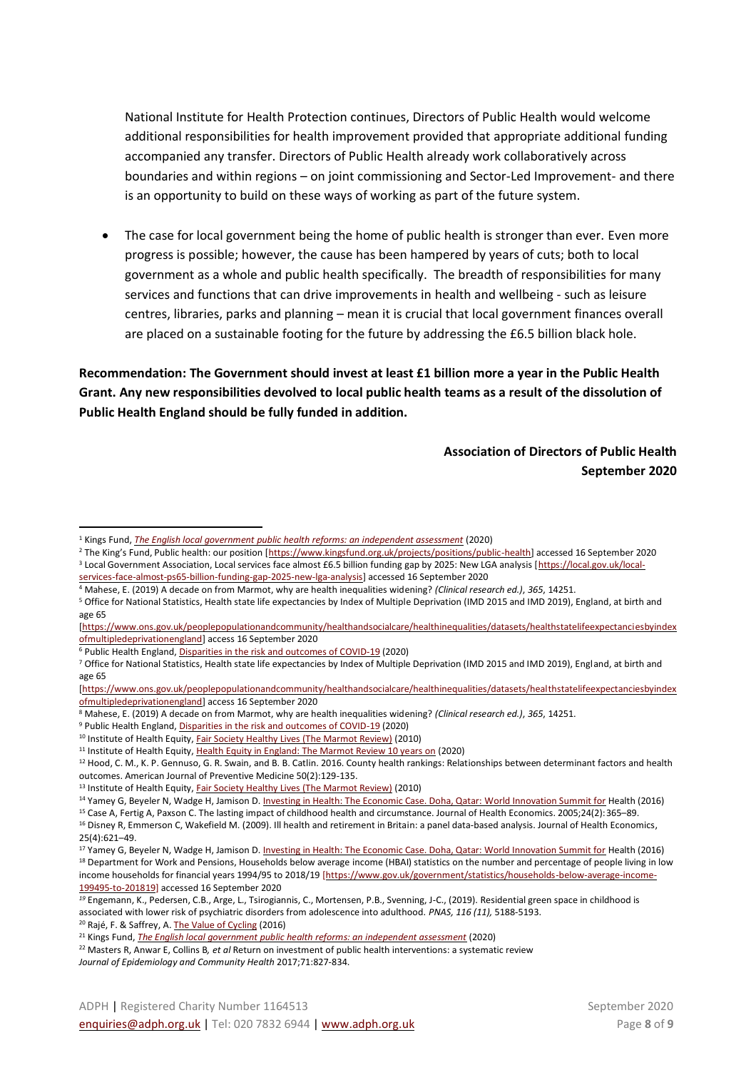National Institute for Health Protection continues, Directors of Public Health would welcome additional responsibilities for health improvement provided that appropriate additional funding accompanied any transfer. Directors of Public Health already work collaboratively across boundaries and within regions – on joint commissioning and Sector-Led Improvement- and there is an opportunity to build on these ways of working as part of the future system.

- The case for local government being the home of public health is stronger than ever. Even more progress is possible; however, the cause has been hampered by years of cuts; both to local government as a whole and public health specifically. The breadth of responsibilities for many services and functions that can drive improvements in health and wellbeing - such as leisure centres, libraries, parks and planning – mean it is crucial that local government finances overall are placed on a sustainable footing for the future by addressing the £6.5 billion black hole.

**Recommendation: The Government should invest at least £1 billion more a year in the Public Health Grant. Any new responsibilities devolved to local public health teams as a result of the dissolution of Public Health England should be fully funded in addition.**

**Association of Directors of Public Health**
**September 2020**

---

[1] Kings Fund, *The English local government public health reforms: an independent assessment* (2020)
[2] The King's Fund, Public health: our position [https://www.kingsfund.org.uk/projects/positions/public-health] accessed 16 September 2020
[3] Local Government Association, Local services face almost £6.5 billion funding gap by 2025: New LGA analysis [https://local.gov.uk/local-services-face-almost-ps65-billion-funding-gap-2025-new-lga-analysis] accessed 16 September 2020
[4] Mahese, E. (2019) A decade on from Marmot, why are health inequalities widening? *(Clinical research ed.)*, *365*, 14251.
[5] Office for National Statistics, Health state life expectancies by Index of Multiple Deprivation (IMD 2015 and IMD 2019), England, at birth and age 65 [https://www.ons.gov.uk/peoplepopulationandcommunity/healthandsocialcare/healthinequalities/datasets/healthstatelifeexpectanciesbyindexofmultipledeprivationengland] access 16 September 2020
[6] Public Health England, Disparities in the risk and outcomes of COVID-19 (2020)
[7] Office for National Statistics, Health state life expectancies by Index of Multiple Deprivation (IMD 2015 and IMD 2019), England, at birth and age 65 [https://www.ons.gov.uk/peoplepopulationandcommunity/healthandsocialcare/healthinequalities/datasets/healthstatelifeexpectanciesbyindexofmultipledeprivationengland] access 16 September 2020
[8] Mahese, E. (2019) A decade on from Marmot, why are health inequalities widening? *(Clinical research ed.)*, *365*, 14251.
[9] Public Health England, Disparities in the risk and outcomes of COVID-19 (2020)
[10] Institute of Health Equity, Fair Society Healthy Lives (The Marmot Review) (2010)
[11] Institute of Health Equity, Health Equity in England: The Marmot Review 10 years on (2020)
[12] Hood, C. M., K. P. Gennuso, G. R. Swain, and B. B. Catlin. 2016. County health rankings: Relationships between determinant factors and health outcomes. American Journal of Preventive Medicine 50(2):129-135.
[13] Institute of Health Equity, Fair Society Healthy Lives (The Marmot Review) (2010)
[14] Yamey G, Beyeler N, Wadge H, Jamison D. Investing in Health: The Economic Case. Doha, Qatar: World Innovation Summit for Health (2016)
[15] Case A, Fertig A, Paxson C. The lasting impact of childhood health and circumstance. Journal of Health Economics. 2005;24(2):365–89.
[16] Disney R, Emmerson C, Wakefield M. (2009). Ill health and retirement in Britain: a panel data-based analysis. Journal of Health Economics, 25(4):621–49.
[17] Yamey G, Beyeler N, Wadge H, Jamison D. Investing in Health: The Economic Case. Doha, Qatar: World Innovation Summit for Health (2016)
[18] Department for Work and Pensions, Households below average income (HBAI) statistics on the number and percentage of people living in low income households for financial years 1994/95 to 2018/19 [https://www.gov.uk/government/statistics/households-below-average-income-199495-to-201819] accessed 16 September 2020
[19] Engemann, K., Pedersen, C.B., Arge, L., Tsirogiannis, C., Mortensen, P.B., Svenning, J-C., (2019). Residential green space in childhood is associated with lower risk of psychiatric disorders from adolescence into adulthood. *PNAS, 116 (11),* 5188-5193.
[20] Rajé, F. & Saffrey, A. The Value of Cycling (2016)
[21] Kings Fund, *The English local government public health reforms: an independent assessment* (2020)
[22] Masters R, Anwar E, Collins B*, et al* Return on investment of public health interventions: a systematic review *Journal of Epidemiology and Community Health* 2017;71:827-834.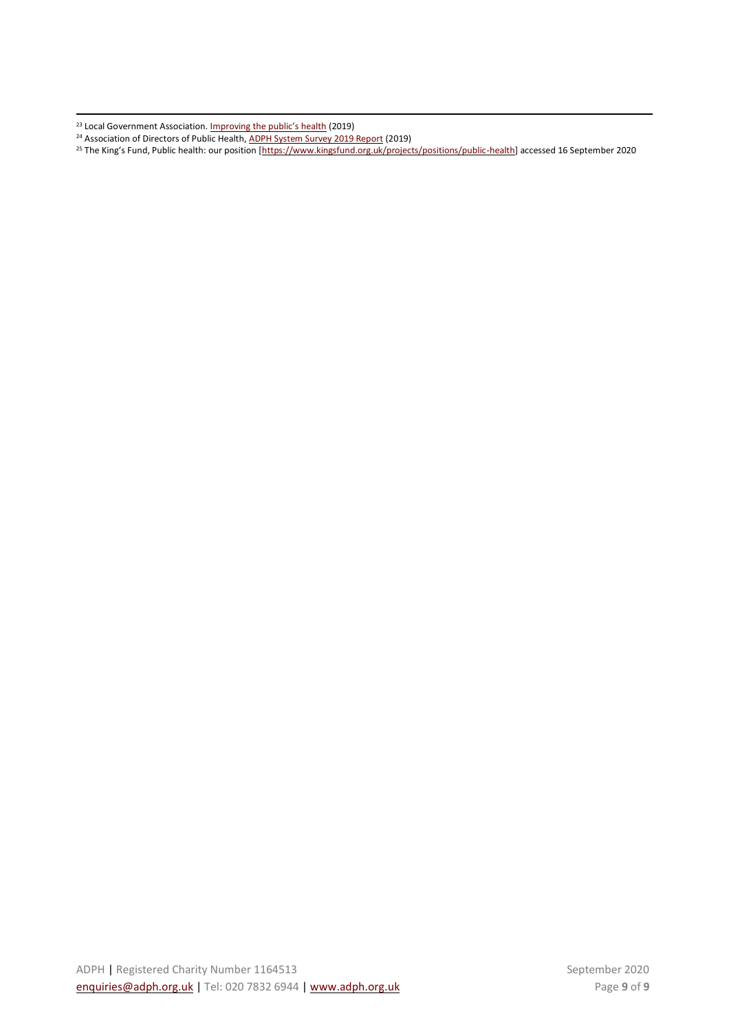[23] Local Government Association. Improving the public's health (2019)

[24] Association of Directors of Public Health, ADPH System Survey 2019 Report (2019)

[25] The King's Fund, Public health: our position [https://www.kingsfund.org.uk/projects/positions/public-health] accessed 16 September 2020